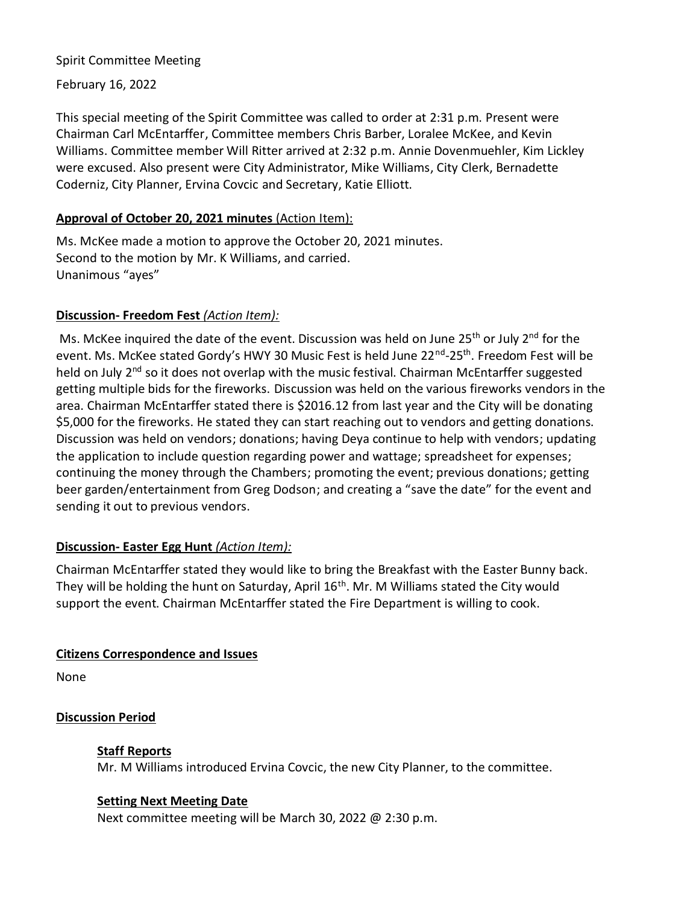Spirit Committee Meeting

February 16, 2022

This special meeting of the Spirit Committee was called to order at 2:31 p.m. Present were Chairman Carl McEntarffer, Committee members Chris Barber, Loralee McKee, and Kevin Williams. Committee member Will Ritter arrived at 2:32 p.m. Annie Dovenmuehler, Kim Lickley were excused. Also present were City Administrator, Mike Williams, City Clerk, Bernadette Coderniz, City Planner, Ervina Covcic and Secretary, Katie Elliott.

**Approval of October 20, 2021 minutes** (Action Item):

Ms. McKee made a motion to approve the October 20, 2021 minutes.
Second to the motion by Mr. K Williams, and carried.
Unanimous "ayes"

**Discussion- Freedom Fest** *(Action Item):*

Ms. McKee inquired the date of the event. Discussion was held on June 25th or July 2nd for the event. Ms. McKee stated Gordy's HWY 30 Music Fest is held June 22nd-25th. Freedom Fest will be held on July 2nd so it does not overlap with the music festival. Chairman McEntarffer suggested getting multiple bids for the fireworks. Discussion was held on the various fireworks vendors in the area. Chairman McEntarffer stated there is $2016.12 from last year and the City will be donating $5,000 for the fireworks. He stated they can start reaching out to vendors and getting donations. Discussion was held on vendors; donations; having Deya continue to help with vendors; updating the application to include question regarding power and wattage; spreadsheet for expenses; continuing the money through the Chambers; promoting the event; previous donations; getting beer garden/entertainment from Greg Dodson; and creating a "save the date" for the event and sending it out to previous vendors.

**Discussion- Easter Egg Hunt** *(Action Item):*

Chairman McEntarffer stated they would like to bring the Breakfast with the Easter Bunny back. They will be holding the hunt on Saturday, April 16th. Mr. M Williams stated the City would support the event. Chairman McEntarffer stated the Fire Department is willing to cook.

**Citizens Correspondence and Issues**

None

**Discussion Period**

**Staff Reports**

Mr. M Williams introduced Ervina Covcic, the new City Planner, to the committee.

**Setting Next Meeting Date**

Next committee meeting will be March 30, 2022 @ 2:30 p.m.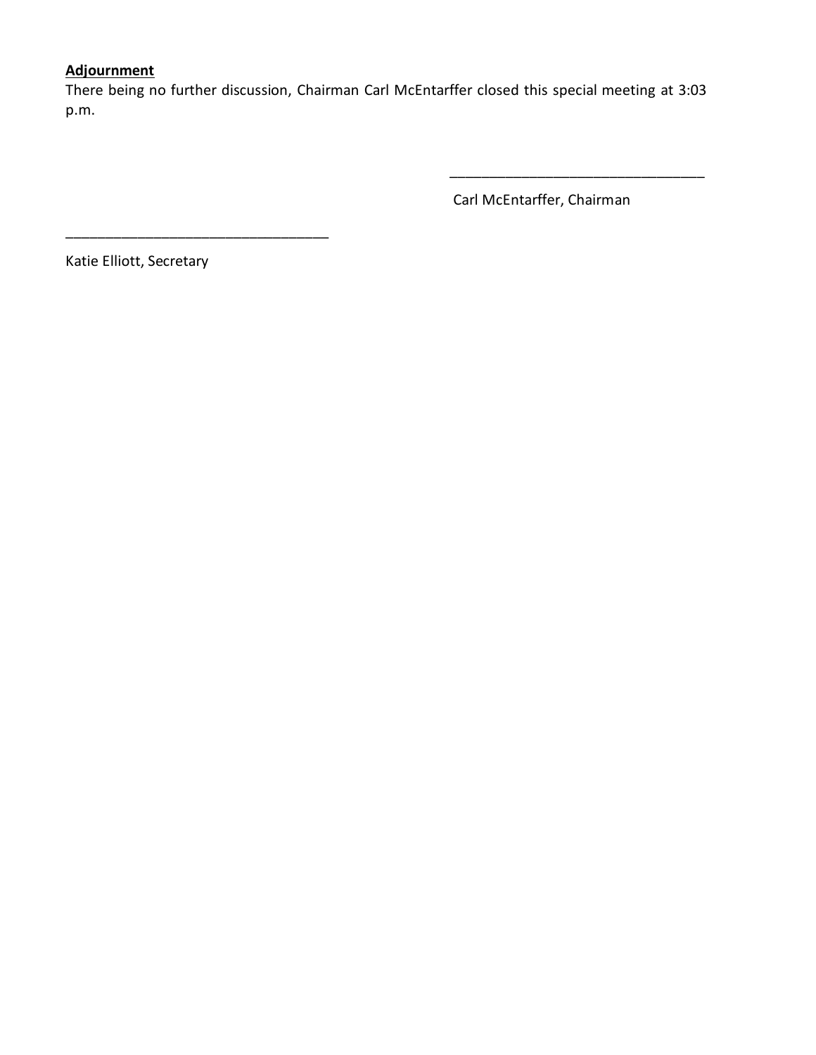**Adjournment**

There being no further discussion, Chairman Carl McEntarffer closed this special meeting at 3:03 p.m.

\_\_\_\_\_\_\_\_\_\_\_\_\_\_\_\_\_\_\_\_\_\_\_\_\_\_\_\_\_\_\_\_\_\_

Carl McEntarffer, Chairman

\_\_\_\_\_\_\_\_\_\_\_\_\_\_\_\_\_\_\_\_\_\_\_\_\_\_\_\_\_\_\_\_\_\_

Katie Elliott, Secretary